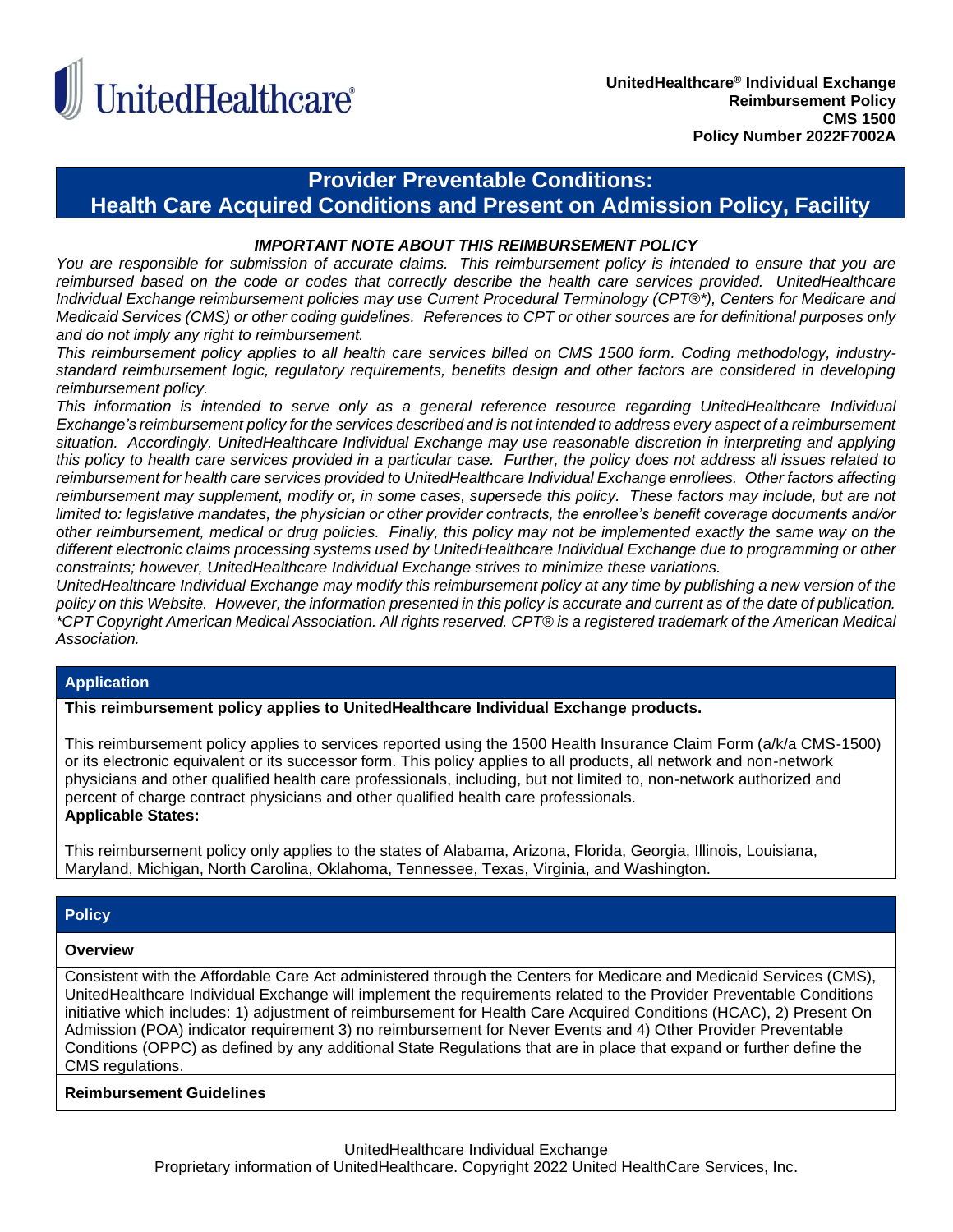**UnitedHealthcare® Individual Exchange**
**Reimbursement Policy**
**CMS 1500**
**Policy Number 2022F7002A**

# Provider Preventable Conditions: Health Care Acquired Conditions and Present on Admission Policy, Facility

***IMPORTANT NOTE ABOUT THIS REIMBURSEMENT POLICY***

*You are responsible for submission of accurate claims. This reimbursement policy is intended to ensure that you are reimbursed based on the code or codes that correctly describe the health care services provided. UnitedHealthcare Individual Exchange reimbursement policies may use Current Procedural Terminology (CPT®\*), Centers for Medicare and Medicaid Services (CMS) or other coding guidelines. References to CPT or other sources are for definitional purposes only and do not imply any right to reimbursement.*

*This reimbursement policy applies to all health care services billed on CMS 1500 form. Coding methodology, industry-standard reimbursement logic, regulatory requirements, benefits design and other factors are considered in developing reimbursement policy.*

*This information is intended to serve only as a general reference resource regarding UnitedHealthcare Individual Exchange's reimbursement policy for the services described and is not intended to address every aspect of a reimbursement situation. Accordingly, UnitedHealthcare Individual Exchange may use reasonable discretion in interpreting and applying this policy to health care services provided in a particular case. Further, the policy does not address all issues related to reimbursement for health care services provided to UnitedHealthcare Individual Exchange enrollees. Other factors affecting reimbursement may supplement, modify or, in some cases, supersede this policy. These factors may include, but are not limited to: legislative mandates, the physician or other provider contracts, the enrollee's benefit coverage documents and/or other reimbursement, medical or drug policies. Finally, this policy may not be implemented exactly the same way on the different electronic claims processing systems used by UnitedHealthcare Individual Exchange due to programming or other constraints; however, UnitedHealthcare Individual Exchange strives to minimize these variations.*

*UnitedHealthcare Individual Exchange may modify this reimbursement policy at any time by publishing a new version of the policy on this Website. However, the information presented in this policy is accurate and current as of the date of publication.*

*\*CPT Copyright American Medical Association. All rights reserved. CPT® is a registered trademark of the American Medical Association.*

## Application

**This reimbursement policy applies to UnitedHealthcare Individual Exchange products.**

This reimbursement policy applies to services reported using the 1500 Health Insurance Claim Form (a/k/a CMS-1500) or its electronic equivalent or its successor form. This policy applies to all products, all network and non-network physicians and other qualified health care professionals, including, but not limited to, non-network authorized and percent of charge contract physicians and other qualified health care professionals.

**Applicable States:**

This reimbursement policy only applies to the states of Alabama, Arizona, Florida, Georgia, Illinois, Louisiana, Maryland, Michigan, North Carolina, Oklahoma, Tennessee, Texas, Virginia, and Washington.

## Policy

### Overview

Consistent with the Affordable Care Act administered through the Centers for Medicare and Medicaid Services (CMS), UnitedHealthcare Individual Exchange will implement the requirements related to the Provider Preventable Conditions initiative which includes: 1) adjustment of reimbursement for Health Care Acquired Conditions (HCAC), 2) Present On Admission (POA) indicator requirement 3) no reimbursement for Never Events and 4) Other Provider Preventable Conditions (OPPC) as defined by any additional State Regulations that are in place that expand or further define the CMS regulations.

### Reimbursement Guidelines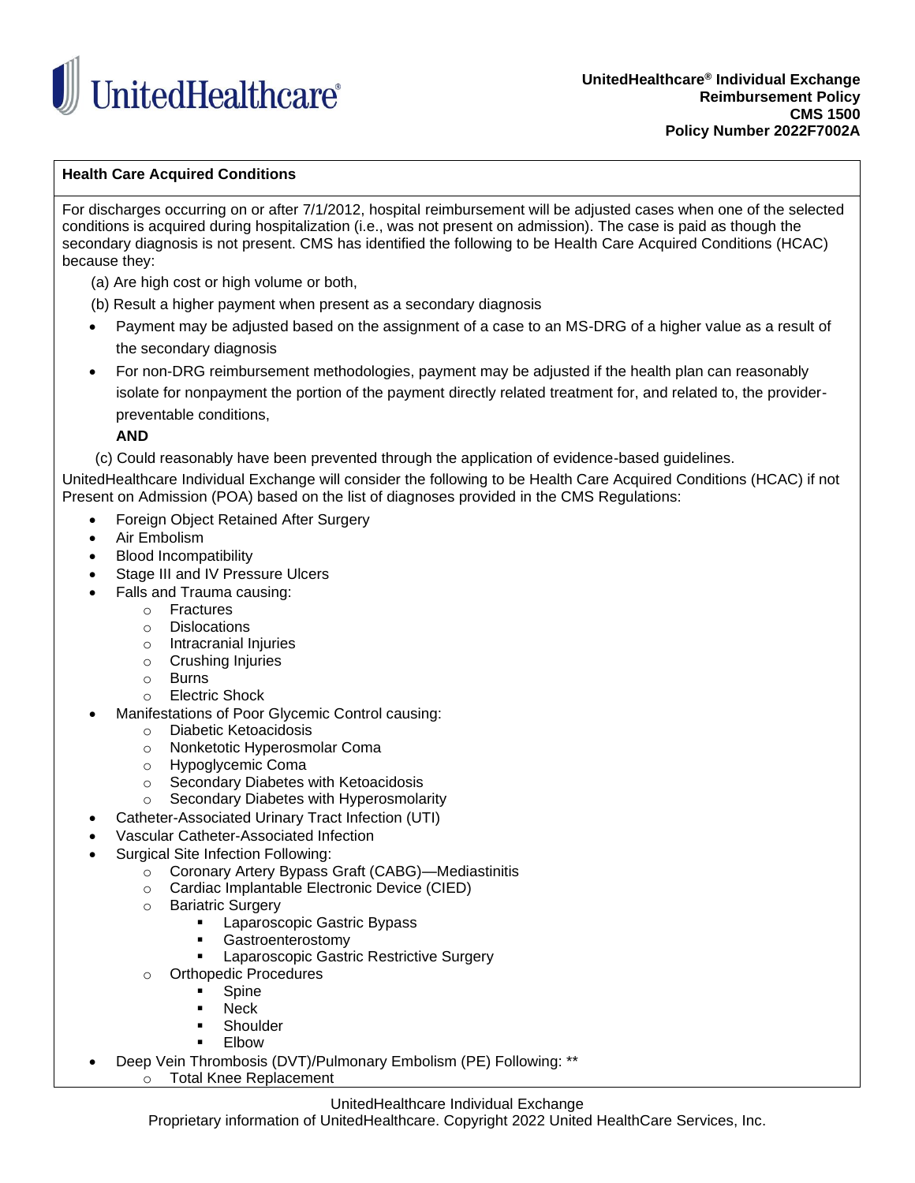**Health Care Acquired Conditions**

For discharges occurring on or after 7/1/2012, hospital reimbursement will be adjusted cases when one of the selected conditions is acquired during hospitalization (i.e., was not present on admission). The case is paid as though the secondary diagnosis is not present. CMS has identified the following to be Health Care Acquired Conditions (HCAC) because they:

(a) Are high cost or high volume or both,

(b) Result a higher payment when present as a secondary diagnosis

- Payment may be adjusted based on the assignment of a case to an MS-DRG of a higher value as a result of the secondary diagnosis
- For non-DRG reimbursement methodologies, payment may be adjusted if the health plan can reasonably isolate for nonpayment the portion of the payment directly related treatment for, and related to, the provider-preventable conditions,

  **AND**

(c) Could reasonably have been prevented through the application of evidence-based guidelines.

UnitedHealthcare Individual Exchange will consider the following to be Health Care Acquired Conditions (HCAC) if not Present on Admission (POA) based on the list of diagnoses provided in the CMS Regulations:

- Foreign Object Retained After Surgery
- Air Embolism
- Blood Incompatibility
- Stage III and IV Pressure Ulcers
- Falls and Trauma causing:
  - Fractures
  - Dislocations
  - Intracranial Injuries
  - Crushing Injuries
  - Burns
  - Electric Shock
- Manifestations of Poor Glycemic Control causing:
  - Diabetic Ketoacidosis
  - Nonketotic Hyperosmolar Coma
  - Hypoglycemic Coma
  - Secondary Diabetes with Ketoacidosis
  - Secondary Diabetes with Hyperosmolarity
- Catheter-Associated Urinary Tract Infection (UTI)
- Vascular Catheter-Associated Infection
- Surgical Site Infection Following:
  - Coronary Artery Bypass Graft (CABG)—Mediastinitis
  - Cardiac Implantable Electronic Device (CIED)
  - Bariatric Surgery
    - Laparoscopic Gastric Bypass
    - Gastroenterostomy
    - Laparoscopic Gastric Restrictive Surgery
  - Orthopedic Procedures
    - Spine
    - Neck
    - Shoulder
    - Elbow
- Deep Vein Thrombosis (DVT)/Pulmonary Embolism (PE) Following: **
  - Total Knee Replacement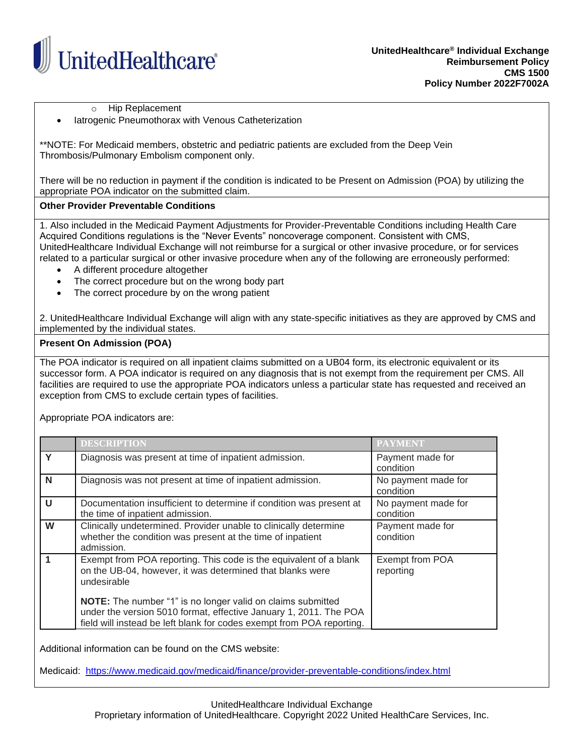- Hip Replacement
- Iatrogenic Pneumothorax with Venous Catheterization

**NOTE: For Medicaid members, obstetric and pediatric patients are excluded from the Deep Vein Thrombosis/Pulmonary Embolism component only.

There will be no reduction in payment if the condition is indicated to be Present on Admission (POA) by utilizing the appropriate POA indicator on the submitted claim.

**Other Provider Preventable Conditions**

1. Also included in the Medicaid Payment Adjustments for Provider-Preventable Conditions including Health Care Acquired Conditions regulations is the "Never Events" noncoverage component. Consistent with CMS, UnitedHealthcare Individual Exchange will not reimburse for a surgical or other invasive procedure, or for services related to a particular surgical or other invasive procedure when any of the following are erroneously performed:
   - A different procedure altogether
   - The correct procedure but on the wrong body part
   - The correct procedure by on the wrong patient

2. UnitedHealthcare Individual Exchange will align with any state-specific initiatives as they are approved by CMS and implemented by the individual states.

**Present On Admission (POA)**

The POA indicator is required on all inpatient claims submitted on a UB04 form, its electronic equivalent or its successor form. A POA indicator is required on any diagnosis that is not exempt from the requirement per CMS. All facilities are required to use the appropriate POA indicators unless a particular state has requested and received an exception from CMS to exclude certain types of facilities.

Appropriate POA indicators are:

| | DESCRIPTION | PAYMENT |
|---|---|---|
| **Y** | Diagnosis was present at time of inpatient admission. | Payment made for condition |
| **N** | Diagnosis was not present at time of inpatient admission. | No payment made for condition |
| **U** | Documentation insufficient to determine if condition was present at the time of inpatient admission. | No payment made for condition |
| **W** | Clinically undetermined. Provider unable to clinically determine whether the condition was present at the time of inpatient admission. | Payment made for condition |
| **1** | Exempt from POA reporting. This code is the equivalent of a blank on the UB-04, however, it was determined that blanks were undesirable<br><br>**NOTE:** The number "1" is no longer valid on claims submitted under the version 5010 format, effective January 1, 2011. The POA field will instead be left blank for codes exempt from POA reporting. | Exempt from POA reporting |

Additional information can be found on the CMS website:

Medicaid: https://www.medicaid.gov/medicaid/finance/provider-preventable-conditions/index.html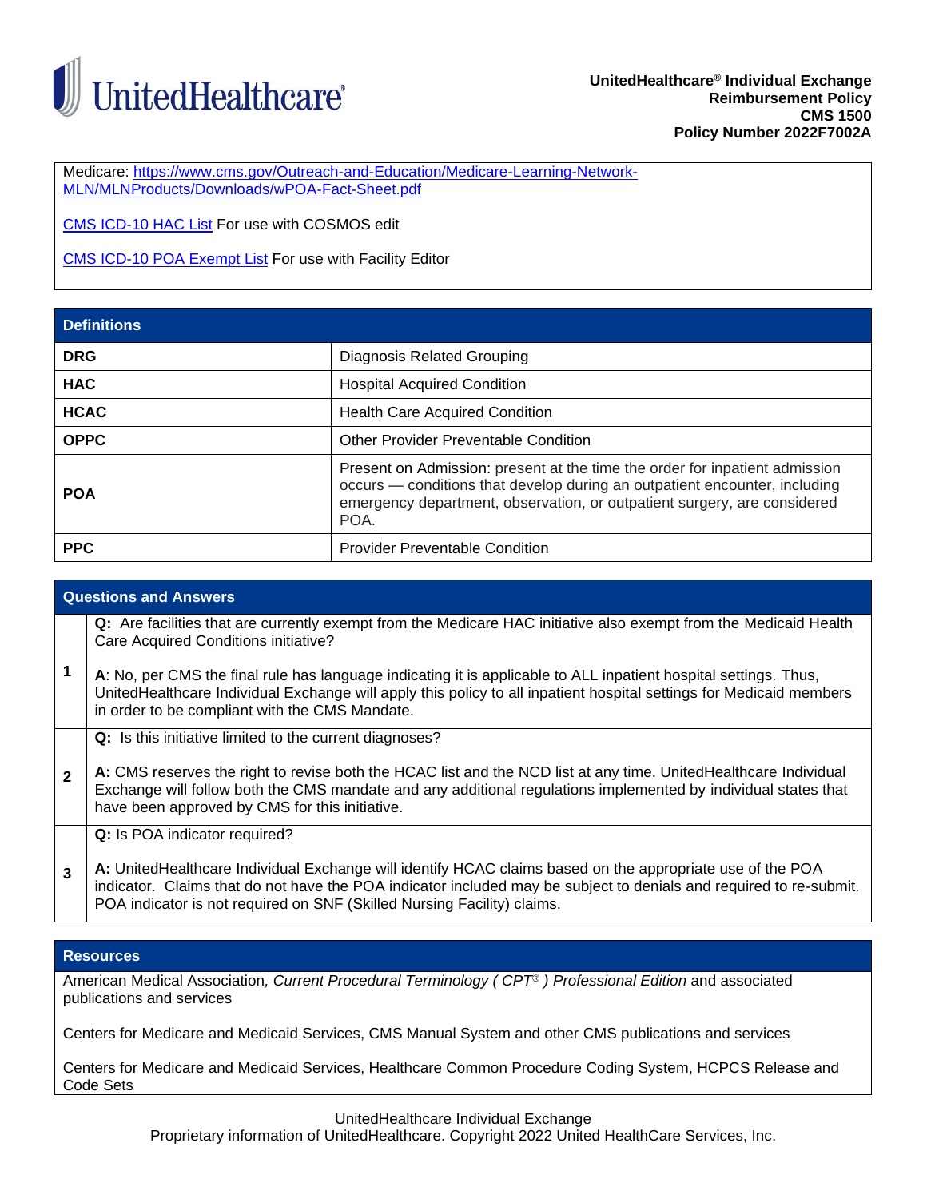Medicare: [https://www.cms.gov/Outreach-and-Education/Medicare-Learning-Network-MLN/MLNProducts/Downloads/wPOA-Fact-Sheet.pdf](https://www.cms.gov/Outreach-and-Education/Medicare-Learning-Network-MLN/MLNProducts/Downloads/wPOA-Fact-Sheet.pdf)

CMS ICD-10 HAC List For use with COSMOS edit

CMS ICD-10 POA Exempt List For use with Facility Editor

## Definitions

| Term | Definition |
|---|---|
| **DRG** | Diagnosis Related Grouping |
| **HAC** | Hospital Acquired Condition |
| **HCAC** | Health Care Acquired Condition |
| **OPPC** | Other Provider Preventable Condition |
| **POA** | Present on Admission: present at the time the order for inpatient admission occurs — conditions that develop during an outpatient encounter, including emergency department, observation, or outpatient surgery, are considered POA. |
| **PPC** | Provider Preventable Condition |

## Questions and Answers

| # | Question and Answer |
|---|---|
| 1 | **Q:** Are facilities that are currently exempt from the Medicare HAC initiative also exempt from the Medicaid Health Care Acquired Conditions initiative?<br><br>**A**: No, per CMS the final rule has language indicating it is applicable to ALL inpatient hospital settings. Thus, UnitedHealthcare Individual Exchange will apply this policy to all inpatient hospital settings for Medicaid members in order to be compliant with the CMS Mandate. |
| 2 | **Q:** Is this initiative limited to the current diagnoses?<br><br>**A:** CMS reserves the right to revise both the HCAC list and the NCD list at any time. UnitedHealthcare Individual Exchange will follow both the CMS mandate and any additional regulations implemented by individual states that have been approved by CMS for this initiative. |
| 3 | **Q:** Is POA indicator required?<br><br>**A:** UnitedHealthcare Individual Exchange will identify HCAC claims based on the appropriate use of the POA indicator. Claims that do not have the POA indicator included may be subject to denials and required to re-submit. POA indicator is not required on SNF (Skilled Nursing Facility) claims. |

## Resources

American Medical Association, *Current Procedural Terminology ( CPT® ) Professional Edition* and associated publications and services

Centers for Medicare and Medicaid Services, CMS Manual System and other CMS publications and services

Centers for Medicare and Medicaid Services, Healthcare Common Procedure Coding System, HCPCS Release and Code Sets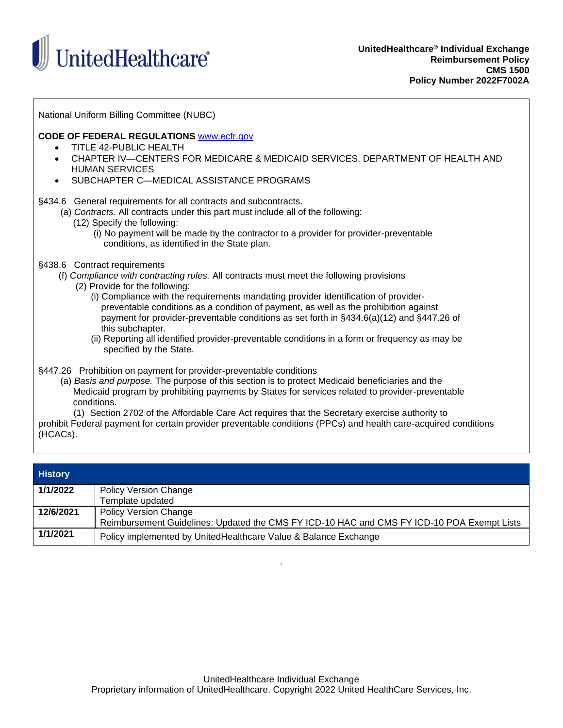National Uniform Billing Committee (NUBC)

**CODE OF FEDERAL REGULATIONS** www.ecfr.gov

- TITLE 42-PUBLIC HEALTH
- CHAPTER IV—CENTERS FOR MEDICARE & MEDICAID SERVICES, DEPARTMENT OF HEALTH AND HUMAN SERVICES
- SUBCHAPTER C—MEDICAL ASSISTANCE PROGRAMS

§434.6 General requirements for all contracts and subcontracts.

(a) *Contracts.* All contracts under this part must include all of the following:

(12) Specify the following:

(i) No payment will be made by the contractor to a provider for provider-preventable conditions, as identified in the State plan.

§438.6 Contract requirements

(f) *Compliance with contracting rules.* All contracts must meet the following provisions

(2) Provide for the following:

(i) Compliance with the requirements mandating provider identification of provider-preventable conditions as a condition of payment, as well as the prohibition against payment for provider-preventable conditions as set forth in §434.6(a)(12) and §447.26 of this subchapter.

(ii) Reporting all identified provider-preventable conditions in a form or frequency as may be specified by the State.

§447.26 Prohibition on payment for provider-preventable conditions

(a) *Basis and purpose.* The purpose of this section is to protect Medicaid beneficiaries and the Medicaid program by prohibiting payments by States for services related to provider-preventable conditions.

(1) Section 2702 of the Affordable Care Act requires that the Secretary exercise authority to prohibit Federal payment for certain provider preventable conditions (PPCs) and health care-acquired conditions (HCACs).

| **History** | |
|---|---|
| **1/1/2022** | Policy Version Change<br>Template updated |
| **12/6/2021** | Policy Version Change<br>Reimbursement Guidelines: Updated the CMS FY ICD-10 HAC and CMS FY ICD-10 POA Exempt Lists |
| **1/1/2021** | Policy implemented by UnitedHealthcare Value & Balance Exchange |